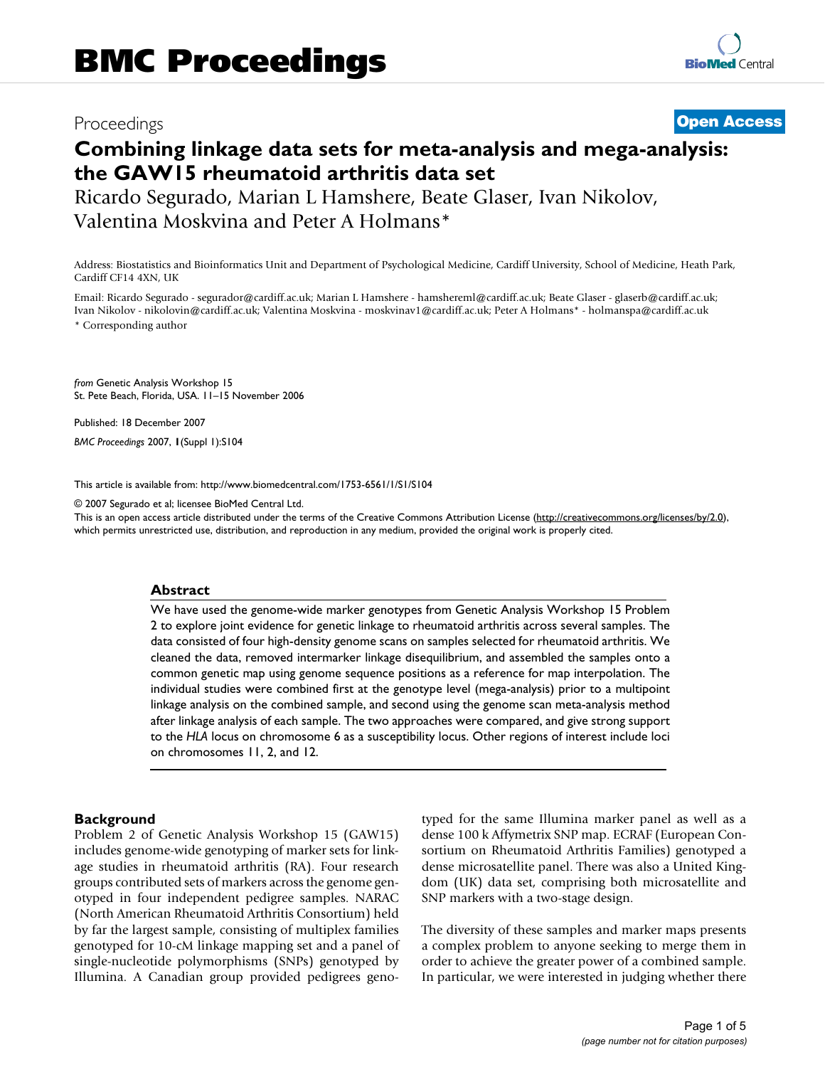# BMC Proceedings

Proceedings

**Open Access**

# Combining linkage data sets for meta-analysis and mega-analysis: the GAW15 rheumatoid arthritis data set

Ricardo Segurado, Marian L Hamshere, Beate Glaser, Ivan Nikolov, Valentina Moskvina and Peter A Holmans*

Address: Biostatistics and Bioinformatics Unit and Department of Psychological Medicine, Cardiff University, School of Medicine, Heath Park, Cardiff CF14 4XN, UK

Email: Ricardo Segurado - seguradorr@cardiff.ac.uk; Marian L Hamshere - hamshereml@cardiff.ac.uk; Beate Glaser - glaserb@cardiff.ac.uk; Ivan Nikolov - nikolovin@cardiff.ac.uk; Valentina Moskvina - moskvinav1@cardiff.ac.uk; Peter A Holmans* - holmanspa@cardiff.ac.uk

* Corresponding author

*from* Genetic Analysis Workshop 15
St. Pete Beach, Florida, USA. 11–15 November 2006

Published: 18 December 2007

*BMC Proceedings* 2007, **1**(Suppl 1):S104

This article is available from: http://www.biomedcentral.com/1753-6561/1/S1/S104

© 2007 Segurado et al; licensee BioMed Central Ltd.
This is an open access article distributed under the terms of the Creative Commons Attribution License (http://creativecommons.org/licenses/by/2.0), which permits unrestricted use, distribution, and reproduction in any medium, provided the original work is properly cited.

## Abstract

We have used the genome-wide marker genotypes from Genetic Analysis Workshop 15 Problem 2 to explore joint evidence for genetic linkage to rheumatoid arthritis across several samples. The data consisted of four high-density genome scans on samples selected for rheumatoid arthritis. We cleaned the data, removed intermarker linkage disequilibrium, and assembled the samples onto a common genetic map using genome sequence positions as a reference for map interpolation. The individual studies were combined first at the genotype level (mega-analysis) prior to a multipoint linkage analysis on the combined sample, and second using the genome scan meta-analysis method after linkage analysis of each sample. The two approaches were compared, and give strong support to the *HLA* locus on chromosome 6 as a susceptibility locus. Other regions of interest include loci on chromosomes 11, 2, and 12.

## Background

Problem 2 of Genetic Analysis Workshop 15 (GAW15) includes genome-wide genotyping of marker sets for linkage studies in rheumatoid arthritis (RA). Four research groups contributed sets of markers across the genome genotyped in four independent pedigree samples. NARAC (North American Rheumatoid Arthritis Consortium) held by far the largest sample, consisting of multiplex families genotyped for 10-cM linkage mapping set and a panel of single-nucleotide polymorphisms (SNPs) genotyped by Illumina. A Canadian group provided pedigrees genotyped for the same Illumina marker panel as well as a dense 100 k Affymetrix SNP map. ECRAF (European Consortium on Rheumatoid Arthritis Families) genotyped a dense microsatellite panel. There was also a United Kingdom (UK) data set, comprising both microsatellite and SNP markers with a two-stage design.

The diversity of these samples and marker maps presents a complex problem to anyone seeking to merge them in order to achieve the greater power of a combined sample. In particular, we were interested in judging whether there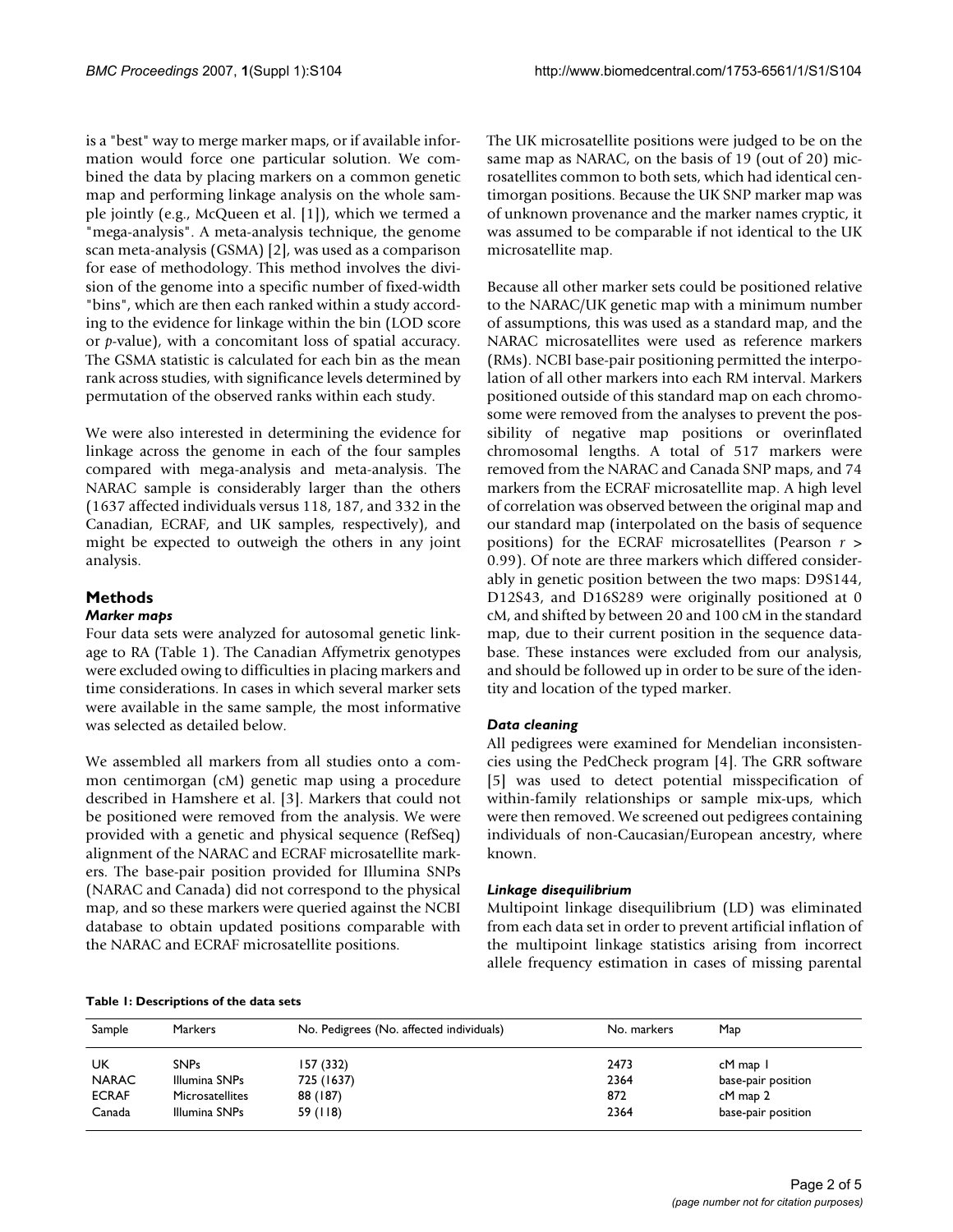is a "best" way to merge marker maps, or if available information would force one particular solution. We combined the data by placing markers on a common genetic map and performing linkage analysis on the whole sample jointly (e.g., McQueen et al. [1]), which we termed a "mega-analysis". A meta-analysis technique, the genome scan meta-analysis (GSMA) [2], was used as a comparison for ease of methodology. This method involves the division of the genome into a specific number of fixed-width "bins", which are then each ranked within a study according to the evidence for linkage within the bin (LOD score or *p*-value), with a concomitant loss of spatial accuracy. The GSMA statistic is calculated for each bin as the mean rank across studies, with significance levels determined by permutation of the observed ranks within each study.

We were also interested in determining the evidence for linkage across the genome in each of the four samples compared with mega-analysis and meta-analysis. The NARAC sample is considerably larger than the others (1637 affected individuals versus 118, 187, and 332 in the Canadian, ECRAF, and UK samples, respectively), and might be expected to outweigh the others in any joint analysis.

## Methods

### *Marker maps*

Four data sets were analyzed for autosomal genetic linkage to RA (Table 1). The Canadian Affymetrix genotypes were excluded owing to difficulties in placing markers and time considerations. In cases in which several marker sets were available in the same sample, the most informative was selected as detailed below.

We assembled all markers from all studies onto a common centimorgan (cM) genetic map using a procedure described in Hamshere et al. [3]. Markers that could not be positioned were removed from the analysis. We were provided with a genetic and physical sequence (RefSeq) alignment of the NARAC and ECRAF microsatellite markers. The base-pair position provided for Illumina SNPs (NARAC and Canada) did not correspond to the physical map, and so these markers were queried against the NCBI database to obtain updated positions comparable with the NARAC and ECRAF microsatellite positions.

The UK microsatellite positions were judged to be on the same map as NARAC, on the basis of 19 (out of 20) microsatellites common to both sets, which had identical centimorgan positions. Because the UK SNP marker map was of unknown provenance and the marker names cryptic, it was assumed to be comparable if not identical to the UK microsatellite map.

Because all other marker sets could be positioned relative to the NARAC/UK genetic map with a minimum number of assumptions, this was used as a standard map, and the NARAC microsatellites were used as reference markers (RMs). NCBI base-pair positioning permitted the interpolation of all other markers into each RM interval. Markers positioned outside of this standard map on each chromosome were removed from the analyses to prevent the possibility of negative map positions or overinflated chromosomal lengths. A total of 517 markers were removed from the NARAC and Canada SNP maps, and 74 markers from the ECRAF microsatellite map. A high level of correlation was observed between the original map and our standard map (interpolated on the basis of sequence positions) for the ECRAF microsatellites (Pearson $r > 0.99$). Of note are three markers which differed considerably in genetic position between the two maps: D9S144, D12S43, and D16S289 were originally positioned at 0 cM, and shifted by between 20 and 100 cM in the standard map, due to their current position in the sequence database. These instances were excluded from our analysis, and should be followed up in order to be sure of the identity and location of the typed marker.

### *Data cleaning*

All pedigrees were examined for Mendelian inconsistencies using the PedCheck program [4]. The GRR software [5] was used to detect potential misspecification of within-family relationships or sample mix-ups, which were then removed. We screened out pedigrees containing individuals of non-Caucasian/European ancestry, where known.

### *Linkage disequilibrium*

Multipoint linkage disequilibrium (LD) was eliminated from each data set in order to prevent artificial inflation of the multipoint linkage statistics arising from incorrect allele frequency estimation in cases of missing parental

**Table 1: Descriptions of the data sets**

| Sample | Markers | No. Pedigrees (No. affected individuals) | No. markers | Map |
|---|---|---|---|---|
| UK | SNPs | 157 (332) | 2473 | cM map 1 |
| NARAC | Illumina SNPs | 725 (1637) | 2364 | base-pair position |
| ECRAF | Microsatellites | 88 (187) | 872 | cM map 2 |
| Canada | Illumina SNPs | 59 (118) | 2364 | base-pair position |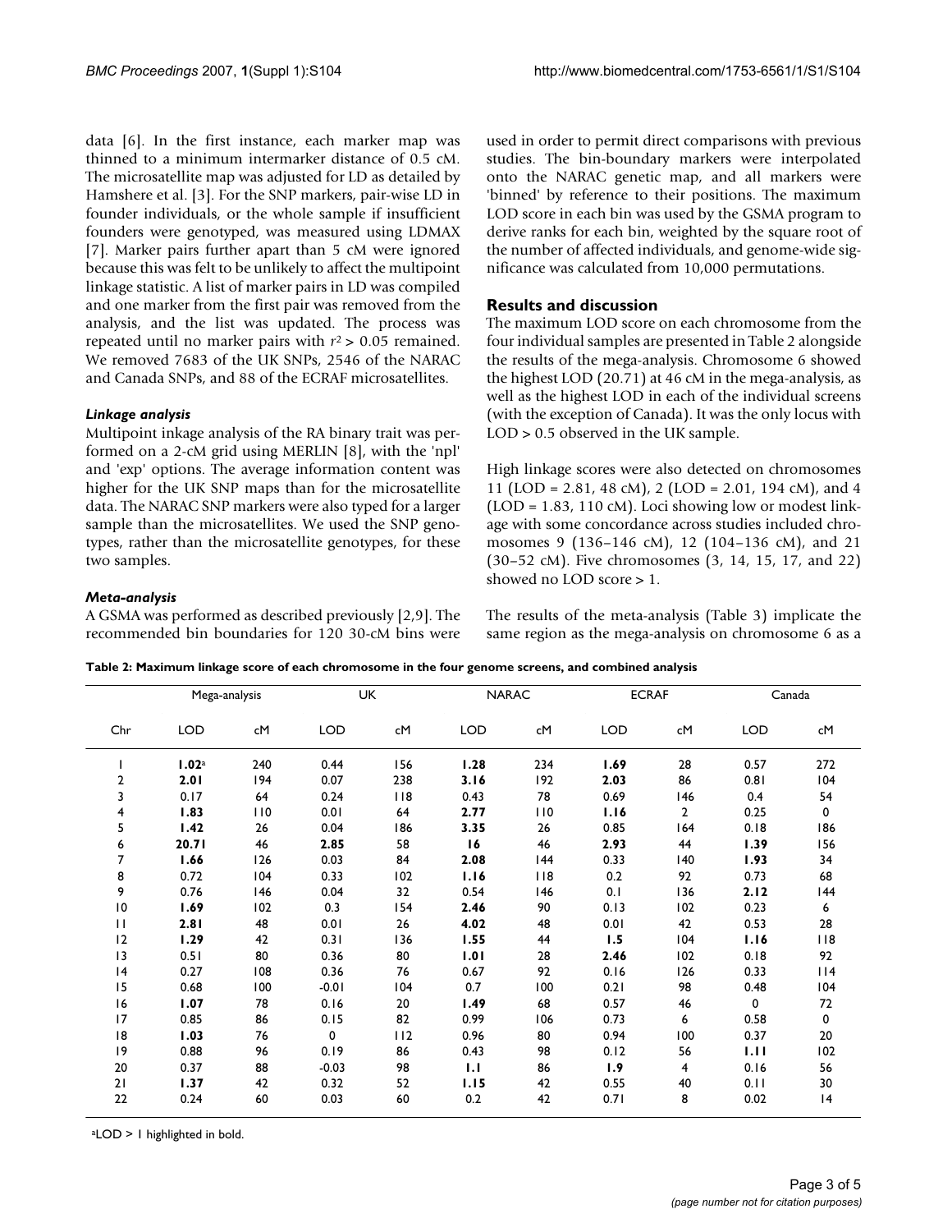data [6]. In the first instance, each marker map was thinned to a minimum intermarker distance of 0.5 cM. The microsatellite map was adjusted for LD as detailed by Hamshere et al. [3]. For the SNP markers, pair-wise LD in founder individuals, or the whole sample if insufficient founders were genotyped, was measured using LDMAX [7]. Marker pairs further apart than 5 cM were ignored because this was felt to be unlikely to affect the multipoint linkage statistic. A list of marker pairs in LD was compiled and one marker from the first pair was removed from the analysis, and the list was updated. The process was repeated until no marker pairs with $r^2 > 0.05$ remained. We removed 7683 of the UK SNPs, 2546 of the NARAC and Canada SNPs, and 88 of the ECRAF microsatellites.

### *Linkage analysis*

Multipoint inkage analysis of the RA binary trait was performed on a 2-cM grid using MERLIN [8], with the 'npl' and 'exp' options. The average information content was higher for the UK SNP maps than for the microsatellite data. The NARAC SNP markers were also typed for a larger sample than the microsatellites. We used the SNP genotypes, rather than the microsatellite genotypes, for these two samples.

### *Meta-analysis*

A GSMA was performed as described previously [2,9]. The recommended bin boundaries for 120 30-cM bins were used in order to permit direct comparisons with previous studies. The bin-boundary markers were interpolated onto the NARAC genetic map, and all markers were 'binned' by reference to their positions. The maximum LOD score in each bin was used by the GSMA program to derive ranks for each bin, weighted by the square root of the number of affected individuals, and genome-wide significance was calculated from 10,000 permutations.

## Results and discussion

The maximum LOD score on each chromosome from the four individual samples are presented in Table 2 alongside the results of the mega-analysis. Chromosome 6 showed the highest LOD (20.71) at 46 cM in the mega-analysis, as well as the highest LOD in each of the individual screens (with the exception of Canada). It was the only locus with LOD > 0.5 observed in the UK sample.

High linkage scores were also detected on chromosomes 11 (LOD = 2.81, 48 cM), 2 (LOD = 2.01, 194 cM), and 4 (LOD = 1.83, 110 cM). Loci showing low or modest linkage with some concordance across studies included chromosomes 9 (136–146 cM), 12 (104–136 cM), and 21 (30–52 cM). Five chromosomes (3, 14, 15, 17, and 22) showed no LOD score > 1.

The results of the meta-analysis (Table 3) implicate the same region as the mega-analysis on chromosome 6 as a

**Table 2: Maximum linkage score of each chromosome in the four genome screens, and combined analysis**

| | Mega-analysis | | UK | | NARAC | | ECRAF | | Canada | |
|---|---|---|---|---|---|---|---|---|---|---|
| Chr | LOD | cM | LOD | cM | LOD | cM | LOD | cM | LOD | cM |
| 1 | **1.02**[a] | 240 | 0.44 | 156 | **1.28** | 234 | **1.69** | 28 | 0.57 | 272 |
| 2 | **2.01** | 194 | 0.07 | 238 | **3.16** | 192 | **2.03** | 86 | 0.81 | 104 |
| 3 | 0.17 | 64 | 0.24 | 118 | 0.43 | 78 | 0.69 | 146 | 0.4 | 54 |
| 4 | **1.83** | 110 | 0.01 | 64 | **2.77** | 110 | **1.16** | 2 | 0.25 | 0 |
| 5 | **1.42** | 26 | 0.04 | 186 | **3.35** | 26 | 0.85 | 164 | 0.18 | 186 |
| 6 | **20.71** | 46 | **2.85** | 58 | **16** | 46 | **2.93** | 44 | **1.39** | 156 |
| 7 | **1.66** | 126 | 0.03 | 84 | **2.08** | 144 | 0.33 | 140 | **1.93** | 34 |
| 8 | 0.72 | 104 | 0.33 | 102 | **1.16** | 118 | 0.2 | 92 | 0.73 | 68 |
| 9 | 0.76 | 146 | 0.04 | 32 | 0.54 | 146 | 0.1 | 136 | **2.12** | 144 |
| 10 | **1.69** | 102 | 0.3 | 154 | **2.46** | 90 | 0.13 | 102 | 0.23 | 6 |
| 11 | **2.81** | 48 | 0.01 | 26 | **4.02** | 48 | 0.01 | 42 | 0.53 | 28 |
| 12 | **1.29** | 42 | 0.31 | 136 | **1.55** | 44 | **1.5** | 104 | **1.16** | 118 |
| 13 | 0.51 | 80 | 0.36 | 80 | **1.01** | 28 | **2.46** | 102 | 0.18 | 92 |
| 14 | 0.27 | 108 | 0.36 | 76 | 0.67 | 92 | 0.16 | 126 | 0.33 | 114 |
| 15 | 0.68 | 100 | -0.01 | 104 | 0.7 | 100 | 0.21 | 98 | 0.48 | 104 |
| 16 | **1.07** | 78 | 0.16 | 20 | **1.49** | 68 | 0.57 | 46 | 0 | 72 |
| 17 | 0.85 | 86 | 0.15 | 82 | 0.99 | 106 | 0.73 | 6 | 0.58 | 0 |
| 18 | **1.03** | 76 | 0 | 112 | 0.96 | 80 | 0.94 | 100 | 0.37 | 20 |
| 19 | 0.88 | 96 | 0.19 | 86 | 0.43 | 98 | 0.12 | 56 | **1.11** | 102 |
| 20 | 0.37 | 88 | -0.03 | 98 | **1.1** | 86 | **1.9** | 4 | 0.16 | 56 |
| 21 | **1.37** | 42 | 0.32 | 52 | **1.15** | 42 | 0.55 | 40 | 0.11 | 30 |
| 22 | 0.24 | 60 | 0.03 | 60 | 0.2 | 42 | 0.71 | 8 | 0.02 | 14 |

[a]LOD > 1 highlighted in bold.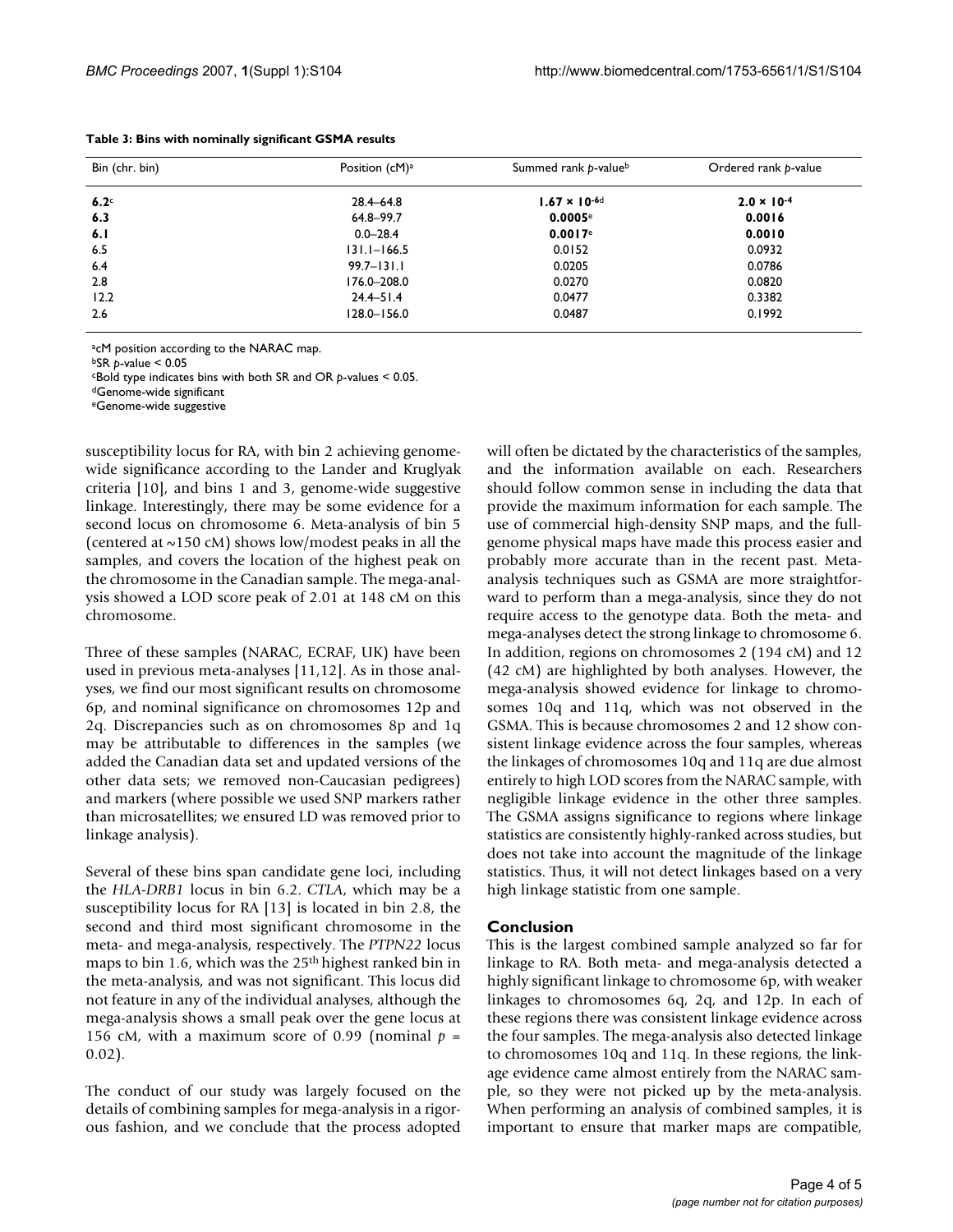**Table 3: Bins with nominally significant GSMA results**

| Bin (chr. bin) | Position (cM)[a] | Summed rank $p$-value[b] | Ordered rank $p$-value |
| --- | --- | --- | --- |
| **6.2**[c] | 28.4–64.8 | **$1.67 \times 10^{-6}$**[d] | **$2.0 \times 10^{-4}$** |
| **6.3** | 64.8–99.7 | **0.0005**[e] | **0.0016** |
| **6.1** | 0.0–28.4 | **0.0017**[e] | **0.0010** |
| 6.5 | 131.1–166.5 | 0.0152 | 0.0932 |
| 6.4 | 99.7–131.1 | 0.0205 | 0.0786 |
| 2.8 | 176.0–208.0 | 0.0270 | 0.0820 |
| 12.2 | 24.4–51.4 | 0.0477 | 0.3382 |
| 2.6 | 128.0–156.0 | 0.0487 | 0.1992 |

[a]cM position according to the NARAC map.
[b]SR $p$-value < 0.05
[c]Bold type indicates bins with both SR and OR $p$-values < 0.05.
[d]Genome-wide significant
[e]Genome-wide suggestive

susceptibility locus for RA, with bin 2 achieving genome-wide significance according to the Lander and Kruglyak criteria [10], and bins 1 and 3, genome-wide suggestive linkage. Interestingly, there may be some evidence for a second locus on chromosome 6. Meta-analysis of bin 5 (centered at ~150 cM) shows low/modest peaks in all the samples, and covers the location of the highest peak on the chromosome in the Canadian sample. The mega-analysis showed a LOD score peak of 2.01 at 148 cM on this chromosome.

Three of these samples (NARAC, ECRAF, UK) have been used in previous meta-analyses [11,12]. As in those analyses, we find our most significant results on chromosome 6p, and nominal significance on chromosomes 12p and 2q. Discrepancies such as on chromosomes 8p and 1q may be attributable to differences in the samples (we added the Canadian data set and updated versions of the other data sets; we removed non-Caucasian pedigrees) and markers (where possible we used SNP markers rather than microsatellites; we ensured LD was removed prior to linkage analysis).

Several of these bins span candidate gene loci, including the *HLA-DRB1* locus in bin 6.2. *CTLA*, which may be a susceptibility locus for RA [13] is located in bin 2.8, the second and third most significant chromosome in the meta- and mega-analysis, respectively. The *PTPN22* locus maps to bin 1.6, which was the 25th highest ranked bin in the meta-analysis, and was not significant. This locus did not feature in any of the individual analyses, although the mega-analysis shows a small peak over the gene locus at 156 cM, with a maximum score of 0.99 (nominal $p$ = 0.02).

The conduct of our study was largely focused on the details of combining samples for mega-analysis in a rigorous fashion, and we conclude that the process adopted will often be dictated by the characteristics of the samples, and the information available on each. Researchers should follow common sense in including the data that provide the maximum information for each sample. The use of commercial high-density SNP maps, and the full-genome physical maps have made this process easier and probably more accurate than in the recent past. Meta-analysis techniques such as GSMA are more straightforward to perform than a mega-analysis, since they do not require access to the genotype data. Both the meta- and mega-analyses detect the strong linkage to chromosome 6. In addition, regions on chromosomes 2 (194 cM) and 12 (42 cM) are highlighted by both analyses. However, the mega-analysis showed evidence for linkage to chromosomes 10q and 11q, which was not observed in the GSMA. This is because chromosomes 2 and 12 show consistent linkage evidence across the four samples, whereas the linkages of chromosomes 10q and 11q are due almost entirely to high LOD scores from the NARAC sample, with negligible linkage evidence in the other three samples. The GSMA assigns significance to regions where linkage statistics are consistently highly-ranked across studies, but does not take into account the magnitude of the linkage statistics. Thus, it will not detect linkages based on a very high linkage statistic from one sample.

## Conclusion

This is the largest combined sample analyzed so far for linkage to RA. Both meta- and mega-analysis detected a highly significant linkage to chromosome 6p, with weaker linkages to chromosomes 6q, 2q, and 12p. In each of these regions there was consistent linkage evidence across the four samples. The mega-analysis also detected linkage to chromosomes 10q and 11q. In these regions, the linkage evidence came almost entirely from the NARAC sample, so they were not picked up by the meta-analysis. When performing an analysis of combined samples, it is important to ensure that marker maps are compatible,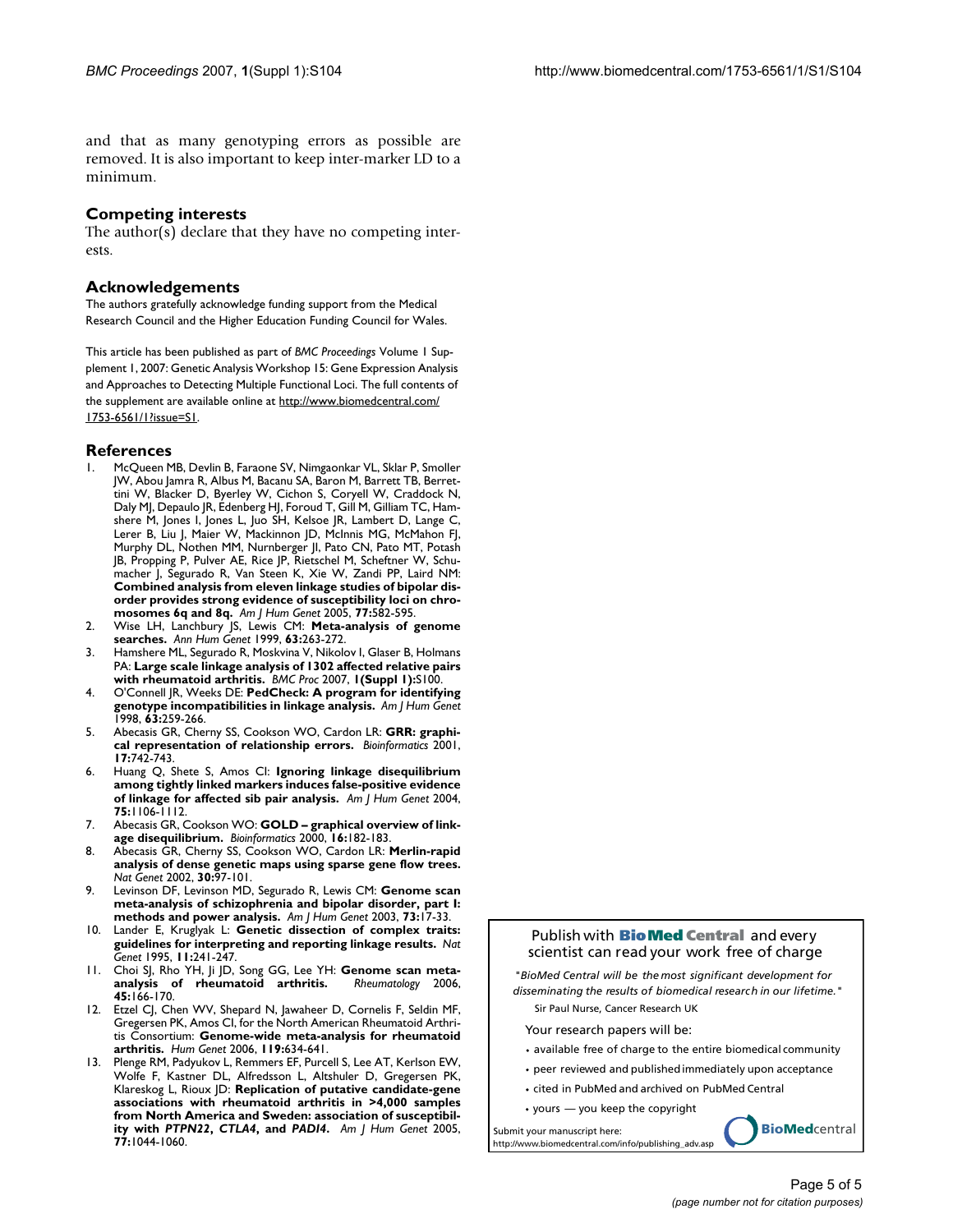and that as many genotyping errors as possible are removed. It is also important to keep inter-marker LD to a minimum.

## Competing interests

The author(s) declare that they have no competing interests.

## Acknowledgements

The authors gratefully acknowledge funding support from the Medical Research Council and the Higher Education Funding Council for Wales.

This article has been published as part of *BMC Proceedings* Volume 1 Supplement 1, 2007: Genetic Analysis Workshop 15: Gene Expression Analysis and Approaches to Detecting Multiple Functional Loci. The full contents of the supplement are available online at http://www.biomedcentral.com/1753-6561/1?issue=S1.

## References

1. McQueen MB, Devlin B, Faraone SV, Nimgaonkar VL, Sklar P, Smoller JW, Abou Jamra R, Albus M, Bacanu SA, Baron M, Barrett TB, Berrettini W, Blacker D, Byerley W, Cichon S, Coryell W, Craddock N, Daly MJ, Depaulo JR, Edenberg HJ, Foroud T, Gill M, Gilliam TC, Hamshere M, Jones I, Jones L, Juo SH, Kelsoe JR, Lambert D, Lange C, Lerer B, Liu J, Maier W, Mackinnon JD, McInnis MG, McMahon FJ, Murphy DL, Nothen MM, Nurnberger JI, Pato CN, Pato MT, Potash JB, Propping P, Pulver AE, Rice JP, Rietschel M, Scheftner W, Schumacher J, Segurado R, Van Steen K, Xie W, Zandi PP, Laird NM: **Combined analysis from eleven linkage studies of bipolar disorder provides strong evidence of susceptibility loci on chromosomes 6q and 8q.** *Am J Hum Genet* 2005, **77:**582-595.
2. Wise LH, Lanchbury JS, Lewis CM: **Meta-analysis of genome searches.** *Ann Hum Genet* 1999, **63:**263-272.
3. Hamshere ML, Segurado R, Moskvina V, Nikolov I, Glaser B, Holmans PA: **Large scale linkage analysis of 1302 affected relative pairs with rheumatoid arthritis.** *BMC Proc* 2007, **1(Suppl 1):**S100.
4. O'Connell JR, Weeks DE: **PedCheck: A program for identifying genotype incompatibilities in linkage analysis.** *Am J Hum Genet* 1998, **63:**259-266.
5. Abecasis GR, Cherny SS, Cookson WO, Cardon LR: **GRR: graphical representation of relationship errors.** *Bioinformatics* 2001, **17:**742-743.
6. Huang Q, Shete S, Amos CI: **Ignoring linkage disequilibrium among tightly linked markers induces false-positive evidence of linkage for affected sib pair analysis.** *Am J Hum Genet* 2004, **75:**1106-1112.
7. Abecasis GR, Cookson WO: **GOLD – graphical overview of linkage disequilibrium.** *Bioinformatics* 2000, **16:**182-183.
8. Abecasis GR, Cherny SS, Cookson WO, Cardon LR: **Merlin-rapid analysis of dense genetic maps using sparse gene flow trees.** *Nat Genet* 2002, **30:**97-101.
9. Levinson DF, Levinson MD, Segurado R, Lewis CM: **Genome scan meta-analysis of schizophrenia and bipolar disorder, part I: methods and power analysis.** *Am J Hum Genet* 2003, **73:**17-33.
10. Lander E, Kruglyak L: **Genetic dissection of complex traits: guidelines for interpreting and reporting linkage results.** *Nat Genet* 1995, **11:**241-247.
11. Choi SJ, Rho YH, Ji JD, Song GG, Lee YH: **Genome scan meta-analysis of rheumatoid arthritis.** *Rheumatology* 2006, **45:**166-170.
12. Etzel CJ, Chen WV, Shepard N, Jawaheer D, Cornelis F, Seldin MF, Gregersen PK, Amos CI, for the North American Rheumatoid Arthritis Consortium: **Genome-wide meta-analysis for rheumatoid arthritis.** *Hum Genet* 2006, **119:**634-641.
13. Plenge RM, Padyukov L, Remmers EF, Purcell S, Lee AT, Karlson EW, Wolfe F, Kastner DL, Alfredsson L, Altshuler D, Gregersen PK, Klareskog L, Rioux JD: **Replication of putative candidate-gene associations with rheumatoid arthritis in >4,000 samples from North America and Sweden: association of susceptibility with *PTPN22*, *CTLA4*, and *PADI4*.** *Am J Hum Genet* 2005, **77:**1044-1060.

Publish with **BioMed Central** and every scientist can read your work free of charge

*"BioMed Central will be the most significant development for disseminating the results of biomedical research in our lifetime."*
Sir Paul Nurse, Cancer Research UK

Your research papers will be:

- available free of charge to the entire biomedical community
- peer reviewed and published immediately upon acceptance
- cited in PubMed and archived on PubMed Central
- yours — you keep the copyright

Submit your manuscript here:
http://www.biomedcentral.com/info/publishing_adv.asp

BioMedcentral